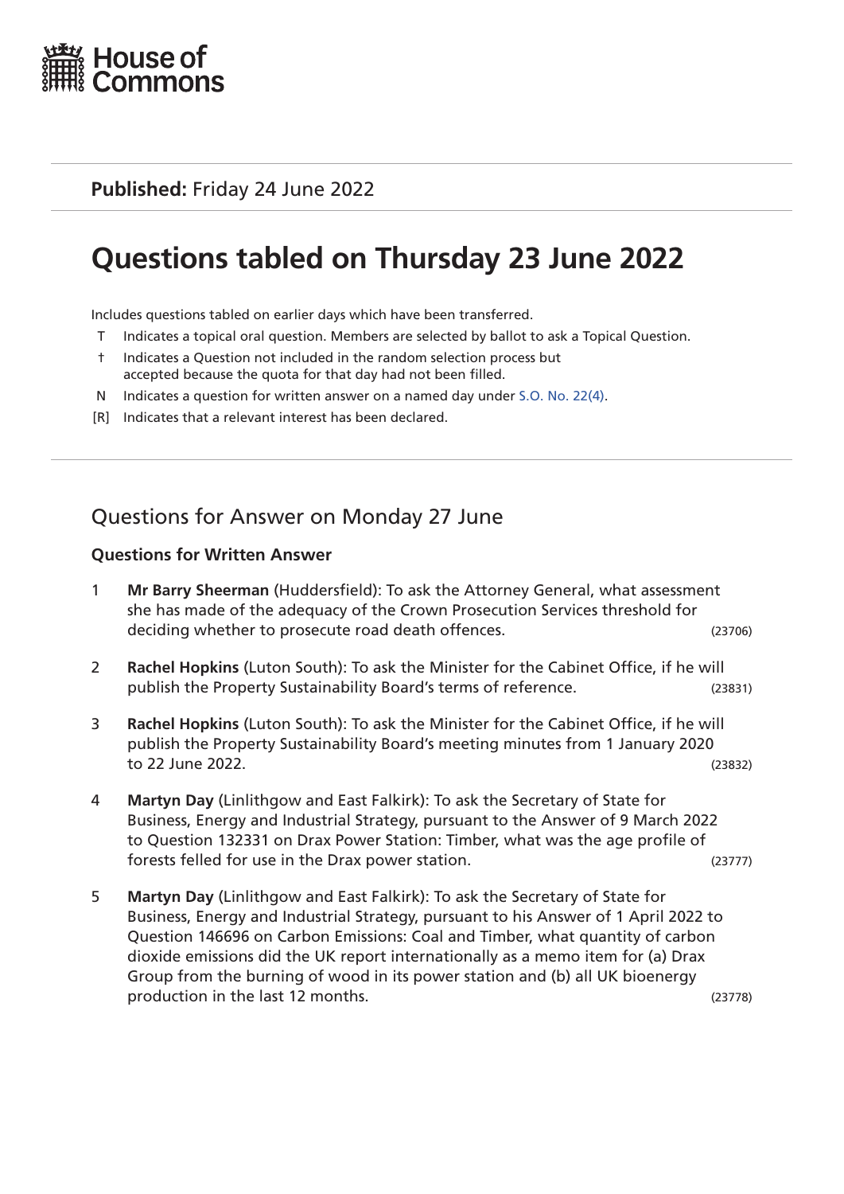House of Commons

**Published:** Friday 24 June 2022

# Questions tabled on Thursday 23 June 2022

Includes questions tabled on earlier days which have been transferred.

- T Indicates a topical oral question. Members are selected by ballot to ask a Topical Question.
- † Indicates a Question not included in the random selection process but accepted because the quota for that day had not been filled.
- N Indicates a question for written answer on a named day under S.O. No. 22(4).
- [R] Indicates that a relevant interest has been declared.

## Questions for Answer on Monday 27 June

### Questions for Written Answer

1. **Mr Barry Sheerman** (Huddersfield): To ask the Attorney General, what assessment she has made of the adequacy of the Crown Prosecution Services threshold for deciding whether to prosecute road death offences. (23706)

2. **Rachel Hopkins** (Luton South): To ask the Minister for the Cabinet Office, if he will publish the Property Sustainability Board's terms of reference. (23831)

3. **Rachel Hopkins** (Luton South): To ask the Minister for the Cabinet Office, if he will publish the Property Sustainability Board's meeting minutes from 1 January 2020 to 22 June 2022. (23832)

4. **Martyn Day** (Linlithgow and East Falkirk): To ask the Secretary of State for Business, Energy and Industrial Strategy, pursuant to the Answer of 9 March 2022 to Question 132331 on Drax Power Station: Timber, what was the age profile of forests felled for use in the Drax power station. (23777)

5. **Martyn Day** (Linlithgow and East Falkirk): To ask the Secretary of State for Business, Energy and Industrial Strategy, pursuant to his Answer of 1 April 2022 to Question 146696 on Carbon Emissions: Coal and Timber, what quantity of carbon dioxide emissions did the UK report internationally as a memo item for (a) Drax Group from the burning of wood in its power station and (b) all UK bioenergy production in the last 12 months. (23778)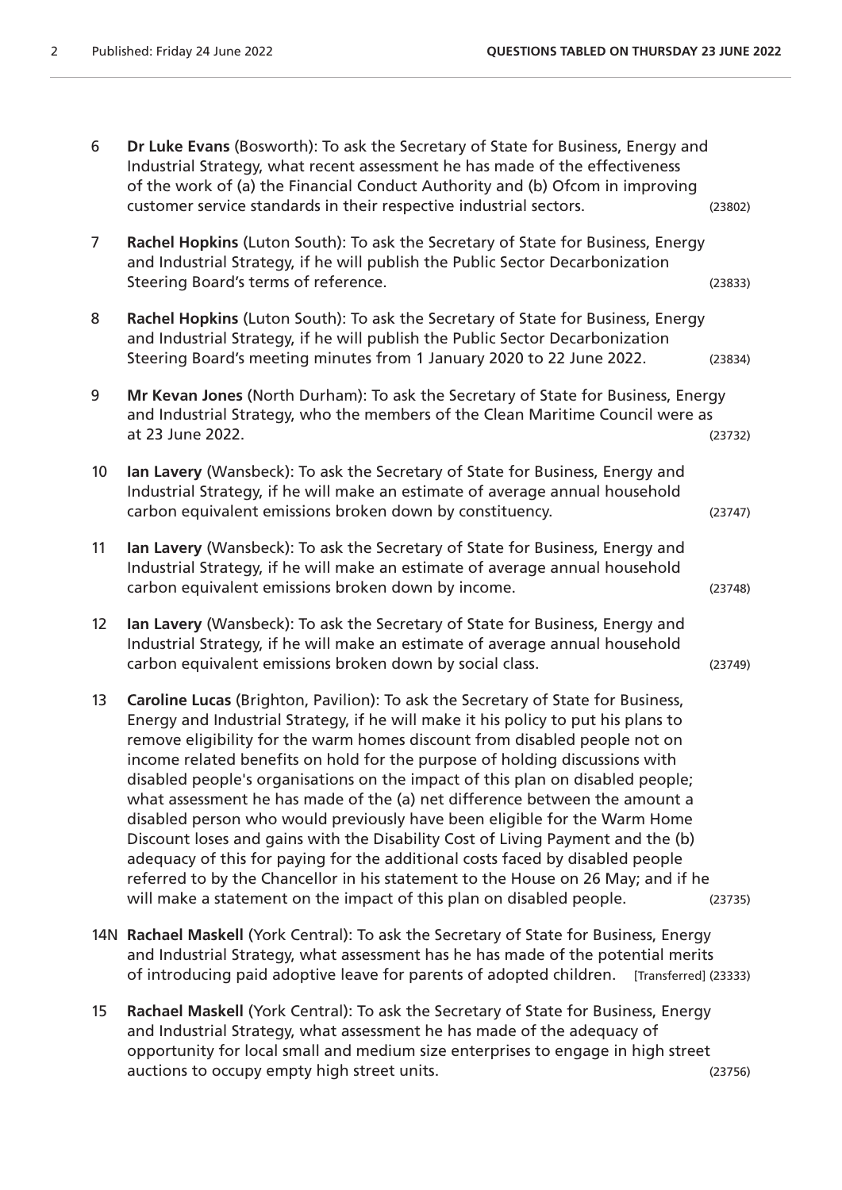6 **Dr Luke Evans** (Bosworth): To ask the Secretary of State for Business, Energy and Industrial Strategy, what recent assessment he has made of the effectiveness of the work of (a) the Financial Conduct Authority and (b) Ofcom in improving customer service standards in their respective industrial sectors. (23802)

7 **Rachel Hopkins** (Luton South): To ask the Secretary of State for Business, Energy and Industrial Strategy, if he will publish the Public Sector Decarbonization Steering Board's terms of reference. (23833)

8 **Rachel Hopkins** (Luton South): To ask the Secretary of State for Business, Energy and Industrial Strategy, if he will publish the Public Sector Decarbonization Steering Board's meeting minutes from 1 January 2020 to 22 June 2022. (23834)

9 **Mr Kevan Jones** (North Durham): To ask the Secretary of State for Business, Energy and Industrial Strategy, who the members of the Clean Maritime Council were as at 23 June 2022. (23732)

10 **Ian Lavery** (Wansbeck): To ask the Secretary of State for Business, Energy and Industrial Strategy, if he will make an estimate of average annual household carbon equivalent emissions broken down by constituency. (23747)

11 **Ian Lavery** (Wansbeck): To ask the Secretary of State for Business, Energy and Industrial Strategy, if he will make an estimate of average annual household carbon equivalent emissions broken down by income. (23748)

12 **Ian Lavery** (Wansbeck): To ask the Secretary of State for Business, Energy and Industrial Strategy, if he will make an estimate of average annual household carbon equivalent emissions broken down by social class. (23749)

13 **Caroline Lucas** (Brighton, Pavilion): To ask the Secretary of State for Business, Energy and Industrial Strategy, if he will make it his policy to put his plans to remove eligibility for the warm homes discount from disabled people not on income related benefits on hold for the purpose of holding discussions with disabled people's organisations on the impact of this plan on disabled people; what assessment he has made of the (a) net difference between the amount a disabled person who would previously have been eligible for the Warm Home Discount loses and gains with the Disability Cost of Living Payment and the (b) adequacy of this for paying for the additional costs faced by disabled people referred to by the Chancellor in his statement to the House on 26 May; and if he will make a statement on the impact of this plan on disabled people. (23735)

14N **Rachael Maskell** (York Central): To ask the Secretary of State for Business, Energy and Industrial Strategy, what assessment has he has made of the potential merits of introducing paid adoptive leave for parents of adopted children. [Transferred] (23333)

15 **Rachael Maskell** (York Central): To ask the Secretary of State for Business, Energy and Industrial Strategy, what assessment he has made of the adequacy of opportunity for local small and medium size enterprises to engage in high street auctions to occupy empty high street units. (23756)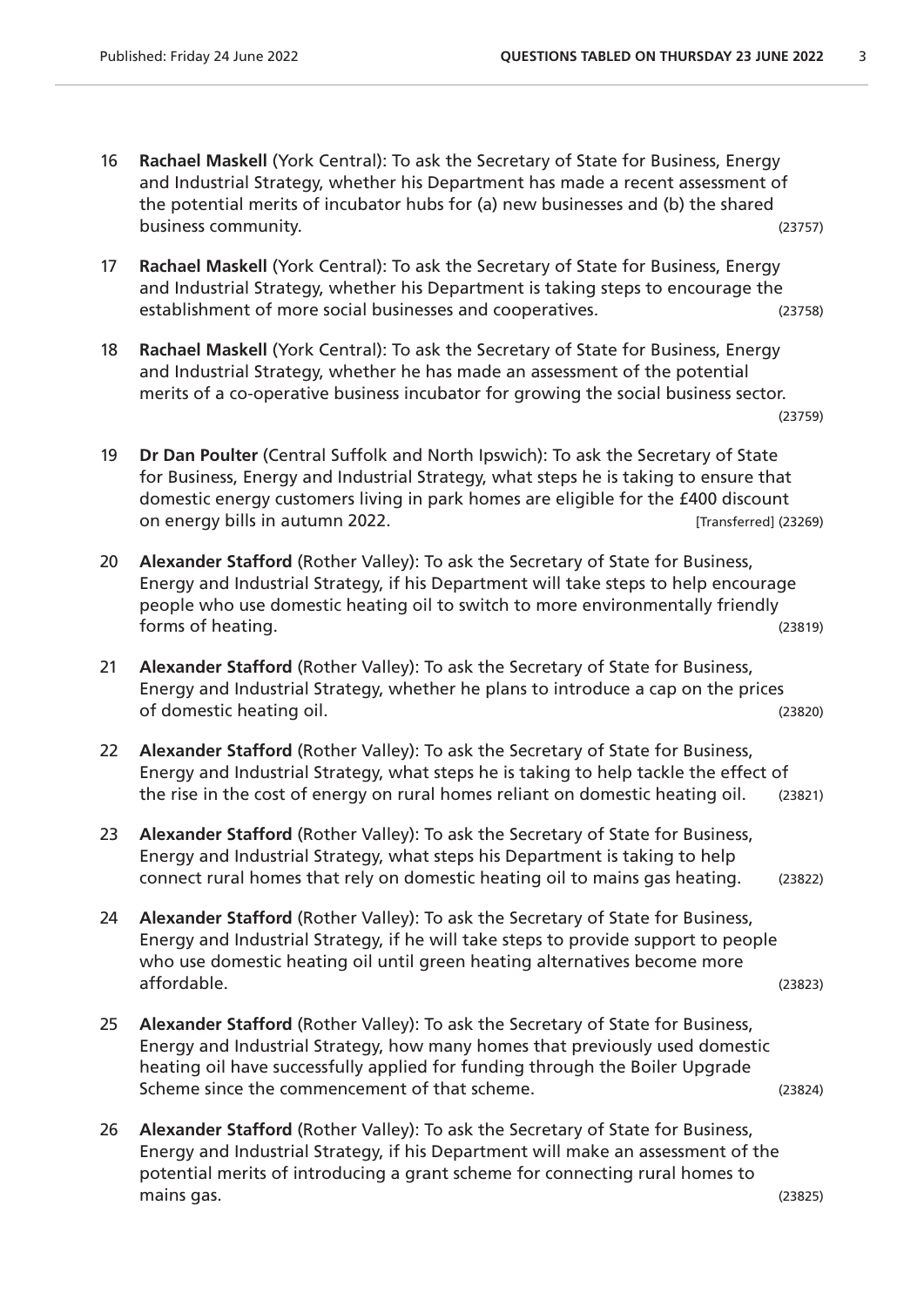16 **Rachael Maskell** (York Central): To ask the Secretary of State for Business, Energy and Industrial Strategy, whether his Department has made a recent assessment of the potential merits of incubator hubs for (a) new businesses and (b) the shared business community. (23757)

17 **Rachael Maskell** (York Central): To ask the Secretary of State for Business, Energy and Industrial Strategy, whether his Department is taking steps to encourage the establishment of more social businesses and cooperatives. (23758)

18 **Rachael Maskell** (York Central): To ask the Secretary of State for Business, Energy and Industrial Strategy, whether he has made an assessment of the potential merits of a co-operative business incubator for growing the social business sector. (23759)

19 **Dr Dan Poulter** (Central Suffolk and North Ipswich): To ask the Secretary of State for Business, Energy and Industrial Strategy, what steps he is taking to ensure that domestic energy customers living in park homes are eligible for the £400 discount on energy bills in autumn 2022. [Transferred] (23269)

20 **Alexander Stafford** (Rother Valley): To ask the Secretary of State for Business, Energy and Industrial Strategy, if his Department will take steps to help encourage people who use domestic heating oil to switch to more environmentally friendly forms of heating. (23819)

21 **Alexander Stafford** (Rother Valley): To ask the Secretary of State for Business, Energy and Industrial Strategy, whether he plans to introduce a cap on the prices of domestic heating oil. (23820)

22 **Alexander Stafford** (Rother Valley): To ask the Secretary of State for Business, Energy and Industrial Strategy, what steps he is taking to help tackle the effect of the rise in the cost of energy on rural homes reliant on domestic heating oil. (23821)

23 **Alexander Stafford** (Rother Valley): To ask the Secretary of State for Business, Energy and Industrial Strategy, what steps his Department is taking to help connect rural homes that rely on domestic heating oil to mains gas heating. (23822)

24 **Alexander Stafford** (Rother Valley): To ask the Secretary of State for Business, Energy and Industrial Strategy, if he will take steps to provide support to people who use domestic heating oil until green heating alternatives become more affordable. (23823)

25 **Alexander Stafford** (Rother Valley): To ask the Secretary of State for Business, Energy and Industrial Strategy, how many homes that previously used domestic heating oil have successfully applied for funding through the Boiler Upgrade Scheme since the commencement of that scheme. (23824)

26 **Alexander Stafford** (Rother Valley): To ask the Secretary of State for Business, Energy and Industrial Strategy, if his Department will make an assessment of the potential merits of introducing a grant scheme for connecting rural homes to mains gas. (23825)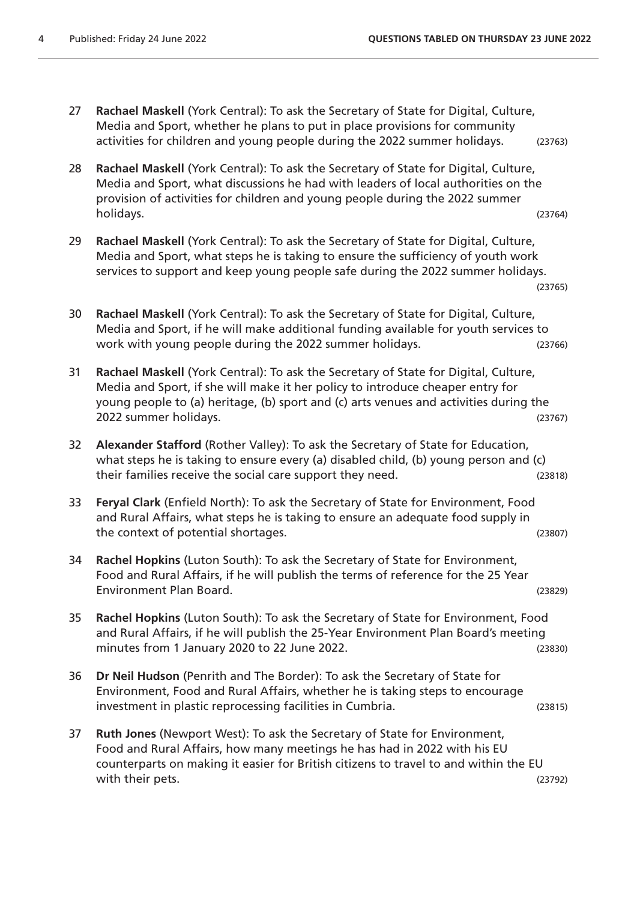27 **Rachael Maskell** (York Central): To ask the Secretary of State for Digital, Culture, Media and Sport, whether he plans to put in place provisions for community activities for children and young people during the 2022 summer holidays. (23763)

28 **Rachael Maskell** (York Central): To ask the Secretary of State for Digital, Culture, Media and Sport, what discussions he had with leaders of local authorities on the provision of activities for children and young people during the 2022 summer holidays. (23764)

29 **Rachael Maskell** (York Central): To ask the Secretary of State for Digital, Culture, Media and Sport, what steps he is taking to ensure the sufficiency of youth work services to support and keep young people safe during the 2022 summer holidays. (23765)

30 **Rachael Maskell** (York Central): To ask the Secretary of State for Digital, Culture, Media and Sport, if he will make additional funding available for youth services to work with young people during the 2022 summer holidays. (23766)

31 **Rachael Maskell** (York Central): To ask the Secretary of State for Digital, Culture, Media and Sport, if she will make it her policy to introduce cheaper entry for young people to (a) heritage, (b) sport and (c) arts venues and activities during the 2022 summer holidays. (23767)

32 **Alexander Stafford** (Rother Valley): To ask the Secretary of State for Education, what steps he is taking to ensure every (a) disabled child, (b) young person and (c) their families receive the social care support they need. (23818)

33 **Feryal Clark** (Enfield North): To ask the Secretary of State for Environment, Food and Rural Affairs, what steps he is taking to ensure an adequate food supply in the context of potential shortages. (23807)

34 **Rachel Hopkins** (Luton South): To ask the Secretary of State for Environment, Food and Rural Affairs, if he will publish the terms of reference for the 25 Year Environment Plan Board. (23829)

35 **Rachel Hopkins** (Luton South): To ask the Secretary of State for Environment, Food and Rural Affairs, if he will publish the 25-Year Environment Plan Board's meeting minutes from 1 January 2020 to 22 June 2022. (23830)

36 **Dr Neil Hudson** (Penrith and The Border): To ask the Secretary of State for Environment, Food and Rural Affairs, whether he is taking steps to encourage investment in plastic reprocessing facilities in Cumbria. (23815)

37 **Ruth Jones** (Newport West): To ask the Secretary of State for Environment, Food and Rural Affairs, how many meetings he has had in 2022 with his EU counterparts on making it easier for British citizens to travel to and within the EU with their pets. (23792)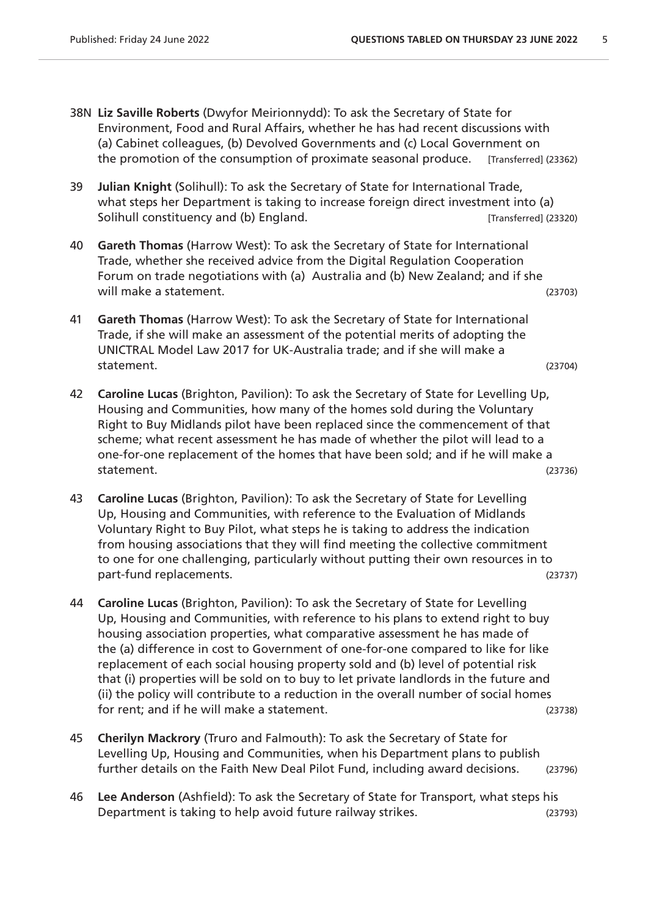38N **Liz Saville Roberts** (Dwyfor Meirionnydd): To ask the Secretary of State for Environment, Food and Rural Affairs, whether he has had recent discussions with (a) Cabinet colleagues, (b) Devolved Governments and (c) Local Government on the promotion of the consumption of proximate seasonal produce. [Transferred] (23362)

39 **Julian Knight** (Solihull): To ask the Secretary of State for International Trade, what steps her Department is taking to increase foreign direct investment into (a) Solihull constituency and (b) England. [Transferred] (23320)

40 **Gareth Thomas** (Harrow West): To ask the Secretary of State for International Trade, whether she received advice from the Digital Regulation Cooperation Forum on trade negotiations with (a) Australia and (b) New Zealand; and if she will make a statement. (23703)

41 **Gareth Thomas** (Harrow West): To ask the Secretary of State for International Trade, if she will make an assessment of the potential merits of adopting the UNICTRAL Model Law 2017 for UK-Australia trade; and if she will make a statement. (23704)

42 **Caroline Lucas** (Brighton, Pavilion): To ask the Secretary of State for Levelling Up, Housing and Communities, how many of the homes sold during the Voluntary Right to Buy Midlands pilot have been replaced since the commencement of that scheme; what recent assessment he has made of whether the pilot will lead to a one-for-one replacement of the homes that have been sold; and if he will make a statement. (23736)

43 **Caroline Lucas** (Brighton, Pavilion): To ask the Secretary of State for Levelling Up, Housing and Communities, with reference to the Evaluation of Midlands Voluntary Right to Buy Pilot, what steps he is taking to address the indication from housing associations that they will find meeting the collective commitment to one for one challenging, particularly without putting their own resources in to part-fund replacements. (23737)

44 **Caroline Lucas** (Brighton, Pavilion): To ask the Secretary of State for Levelling Up, Housing and Communities, with reference to his plans to extend right to buy housing association properties, what comparative assessment he has made of the (a) difference in cost to Government of one-for-one compared to like for like replacement of each social housing property sold and (b) level of potential risk that (i) properties will be sold on to buy to let private landlords in the future and (ii) the policy will contribute to a reduction in the overall number of social homes for rent; and if he will make a statement. (23738)

45 **Cherilyn Mackrory** (Truro and Falmouth): To ask the Secretary of State for Levelling Up, Housing and Communities, when his Department plans to publish further details on the Faith New Deal Pilot Fund, including award decisions. (23796)

46 **Lee Anderson** (Ashfield): To ask the Secretary of State for Transport, what steps his Department is taking to help avoid future railway strikes. (23793)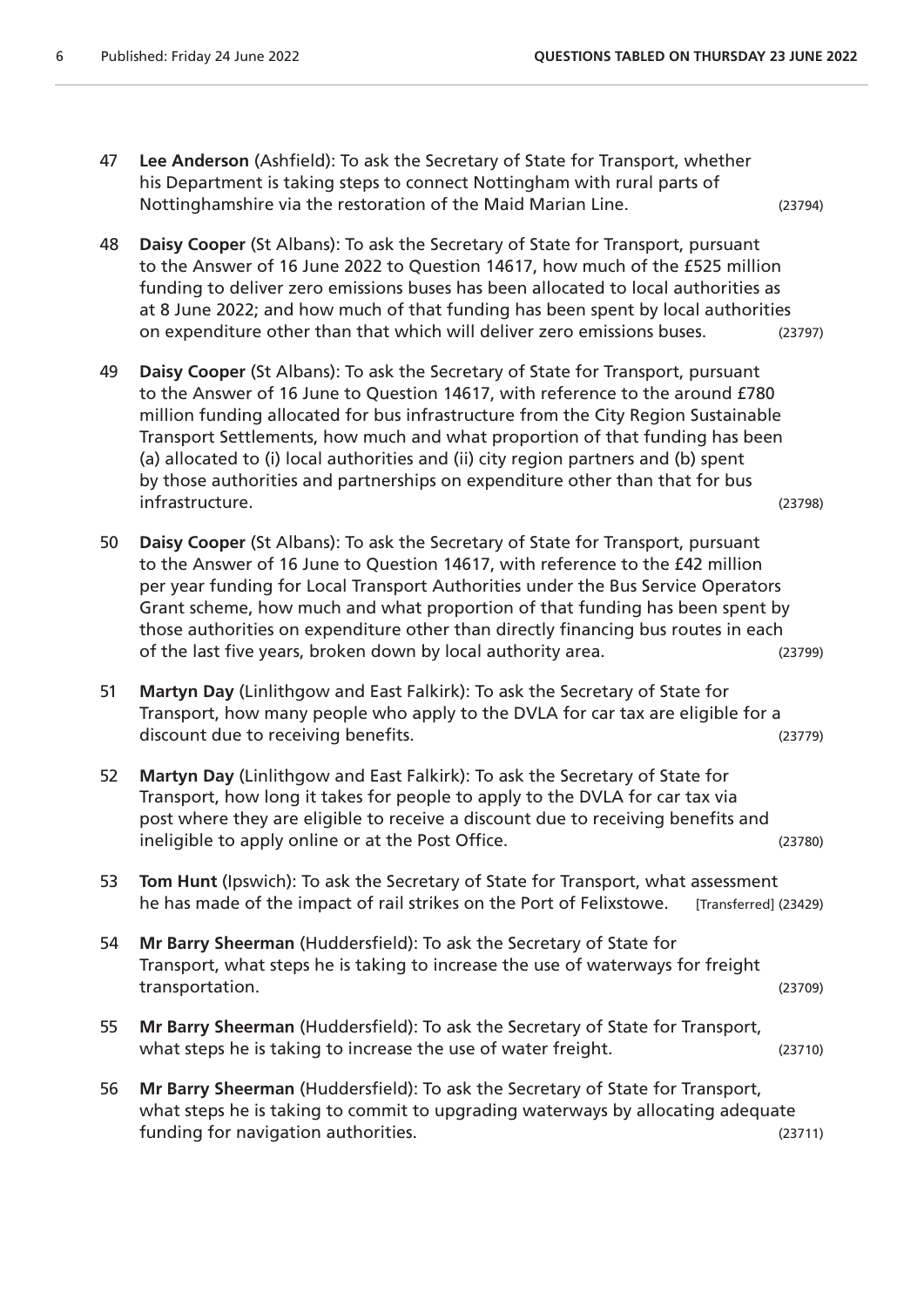47 **Lee Anderson** (Ashfield): To ask the Secretary of State for Transport, whether his Department is taking steps to connect Nottingham with rural parts of Nottinghamshire via the restoration of the Maid Marian Line. (23794)

48 **Daisy Cooper** (St Albans): To ask the Secretary of State for Transport, pursuant to the Answer of 16 June 2022 to Question 14617, how much of the £525 million funding to deliver zero emissions buses has been allocated to local authorities as at 8 June 2022; and how much of that funding has been spent by local authorities on expenditure other than that which will deliver zero emissions buses. (23797)

49 **Daisy Cooper** (St Albans): To ask the Secretary of State for Transport, pursuant to the Answer of 16 June to Question 14617, with reference to the around £780 million funding allocated for bus infrastructure from the City Region Sustainable Transport Settlements, how much and what proportion of that funding has been (a) allocated to (i) local authorities and (ii) city region partners and (b) spent by those authorities and partnerships on expenditure other than that for bus infrastructure. (23798)

50 **Daisy Cooper** (St Albans): To ask the Secretary of State for Transport, pursuant to the Answer of 16 June to Question 14617, with reference to the £42 million per year funding for Local Transport Authorities under the Bus Service Operators Grant scheme, how much and what proportion of that funding has been spent by those authorities on expenditure other than directly financing bus routes in each of the last five years, broken down by local authority area. (23799)

51 **Martyn Day** (Linlithgow and East Falkirk): To ask the Secretary of State for Transport, how many people who apply to the DVLA for car tax are eligible for a discount due to receiving benefits. (23779)

52 **Martyn Day** (Linlithgow and East Falkirk): To ask the Secretary of State for Transport, how long it takes for people to apply to the DVLA for car tax via post where they are eligible to receive a discount due to receiving benefits and ineligible to apply online or at the Post Office. (23780)

53 **Tom Hunt** (Ipswich): To ask the Secretary of State for Transport, what assessment he has made of the impact of rail strikes on the Port of Felixstowe. [Transferred] (23429)

54 **Mr Barry Sheerman** (Huddersfield): To ask the Secretary of State for Transport, what steps he is taking to increase the use of waterways for freight transportation. (23709)

55 **Mr Barry Sheerman** (Huddersfield): To ask the Secretary of State for Transport, what steps he is taking to increase the use of water freight. (23710)

56 **Mr Barry Sheerman** (Huddersfield): To ask the Secretary of State for Transport, what steps he is taking to commit to upgrading waterways by allocating adequate funding for navigation authorities. (23711)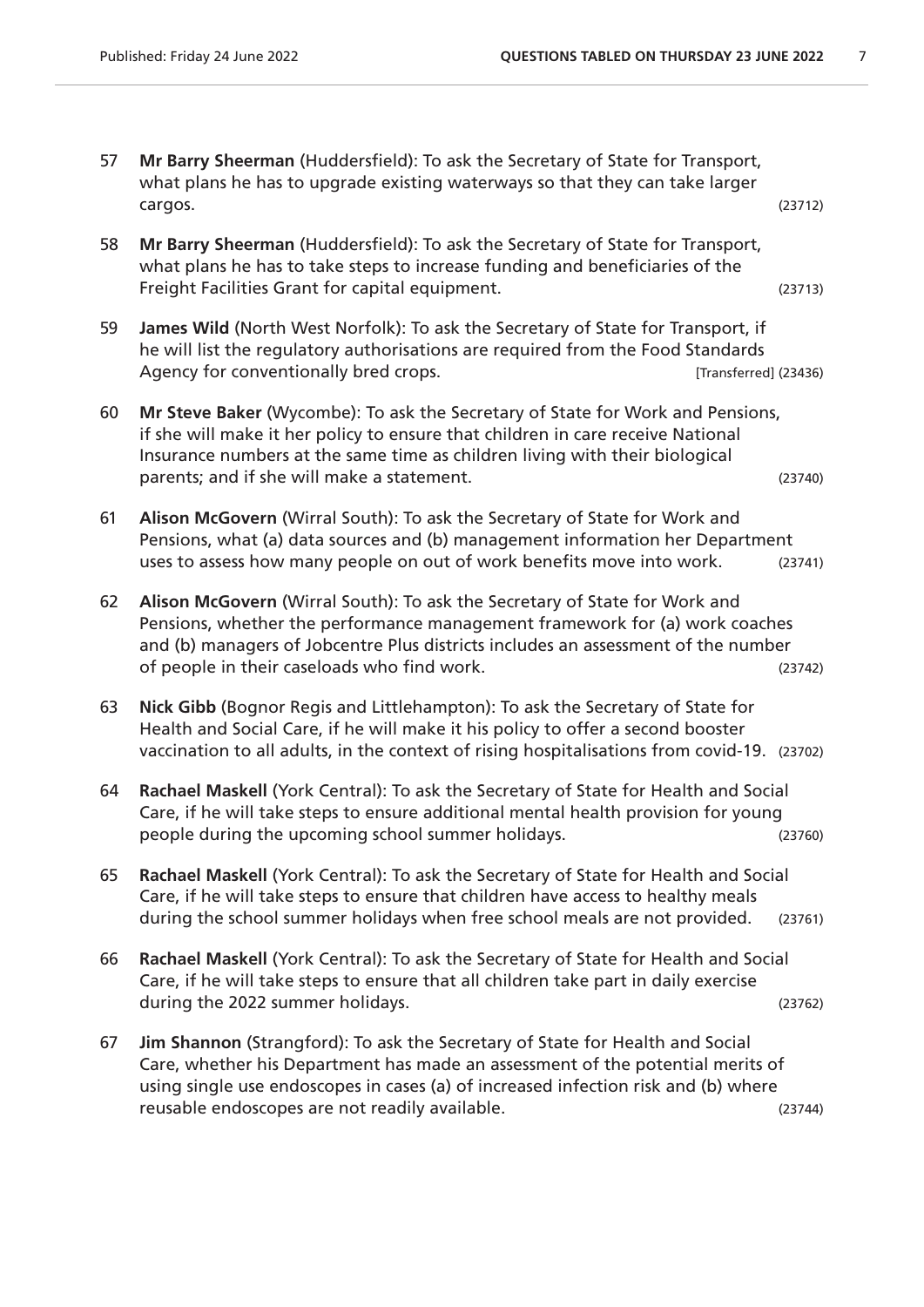57 **Mr Barry Sheerman** (Huddersfield): To ask the Secretary of State for Transport, what plans he has to upgrade existing waterways so that they can take larger cargos. (23712)

58 **Mr Barry Sheerman** (Huddersfield): To ask the Secretary of State for Transport, what plans he has to take steps to increase funding and beneficiaries of the Freight Facilities Grant for capital equipment. (23713)

59 **James Wild** (North West Norfolk): To ask the Secretary of State for Transport, if he will list the regulatory authorisations are required from the Food Standards Agency for conventionally bred crops. [Transferred] (23436)

60 **Mr Steve Baker** (Wycombe): To ask the Secretary of State for Work and Pensions, if she will make it her policy to ensure that children in care receive National Insurance numbers at the same time as children living with their biological parents; and if she will make a statement. (23740)

61 **Alison McGovern** (Wirral South): To ask the Secretary of State for Work and Pensions, what (a) data sources and (b) management information her Department uses to assess how many people on out of work benefits move into work. (23741)

62 **Alison McGovern** (Wirral South): To ask the Secretary of State for Work and Pensions, whether the performance management framework for (a) work coaches and (b) managers of Jobcentre Plus districts includes an assessment of the number of people in their caseloads who find work. (23742)

63 **Nick Gibb** (Bognor Regis and Littlehampton): To ask the Secretary of State for Health and Social Care, if he will make it his policy to offer a second booster vaccination to all adults, in the context of rising hospitalisations from covid-19. (23702)

64 **Rachael Maskell** (York Central): To ask the Secretary of State for Health and Social Care, if he will take steps to ensure additional mental health provision for young people during the upcoming school summer holidays. (23760)

65 **Rachael Maskell** (York Central): To ask the Secretary of State for Health and Social Care, if he will take steps to ensure that children have access to healthy meals during the school summer holidays when free school meals are not provided. (23761)

66 **Rachael Maskell** (York Central): To ask the Secretary of State for Health and Social Care, if he will take steps to ensure that all children take part in daily exercise during the 2022 summer holidays. (23762)

67 **Jim Shannon** (Strangford): To ask the Secretary of State for Health and Social Care, whether his Department has made an assessment of the potential merits of using single use endoscopes in cases (a) of increased infection risk and (b) where reusable endoscopes are not readily available. (23744)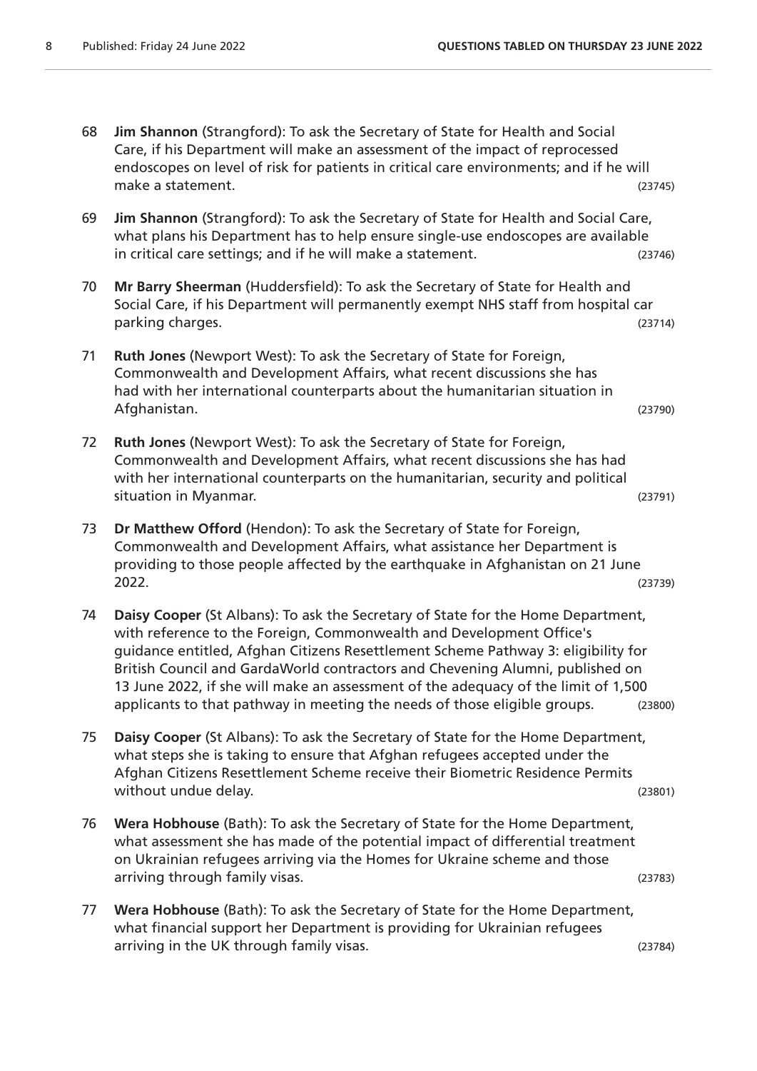68 **Jim Shannon** (Strangford): To ask the Secretary of State for Health and Social Care, if his Department will make an assessment of the impact of reprocessed endoscopes on level of risk for patients in critical care environments; and if he will make a statement. (23745)

69 **Jim Shannon** (Strangford): To ask the Secretary of State for Health and Social Care, what plans his Department has to help ensure single-use endoscopes are available in critical care settings; and if he will make a statement. (23746)

70 **Mr Barry Sheerman** (Huddersfield): To ask the Secretary of State for Health and Social Care, if his Department will permanently exempt NHS staff from hospital car parking charges. (23714)

71 **Ruth Jones** (Newport West): To ask the Secretary of State for Foreign, Commonwealth and Development Affairs, what recent discussions she has had with her international counterparts about the humanitarian situation in Afghanistan. (23790)

72 **Ruth Jones** (Newport West): To ask the Secretary of State for Foreign, Commonwealth and Development Affairs, what recent discussions she has had with her international counterparts on the humanitarian, security and political situation in Myanmar. (23791)

73 **Dr Matthew Offord** (Hendon): To ask the Secretary of State for Foreign, Commonwealth and Development Affairs, what assistance her Department is providing to those people affected by the earthquake in Afghanistan on 21 June 2022. (23739)

74 **Daisy Cooper** (St Albans): To ask the Secretary of State for the Home Department, with reference to the Foreign, Commonwealth and Development Office's guidance entitled, Afghan Citizens Resettlement Scheme Pathway 3: eligibility for British Council and GardaWorld contractors and Chevening Alumni, published on 13 June 2022, if she will make an assessment of the adequacy of the limit of 1,500 applicants to that pathway in meeting the needs of those eligible groups. (23800)

75 **Daisy Cooper** (St Albans): To ask the Secretary of State for the Home Department, what steps she is taking to ensure that Afghan refugees accepted under the Afghan Citizens Resettlement Scheme receive their Biometric Residence Permits without undue delay. (23801)

76 **Wera Hobhouse** (Bath): To ask the Secretary of State for the Home Department, what assessment she has made of the potential impact of differential treatment on Ukrainian refugees arriving via the Homes for Ukraine scheme and those arriving through family visas. (23783)

77 **Wera Hobhouse** (Bath): To ask the Secretary of State for the Home Department, what financial support her Department is providing for Ukrainian refugees arriving in the UK through family visas. (23784)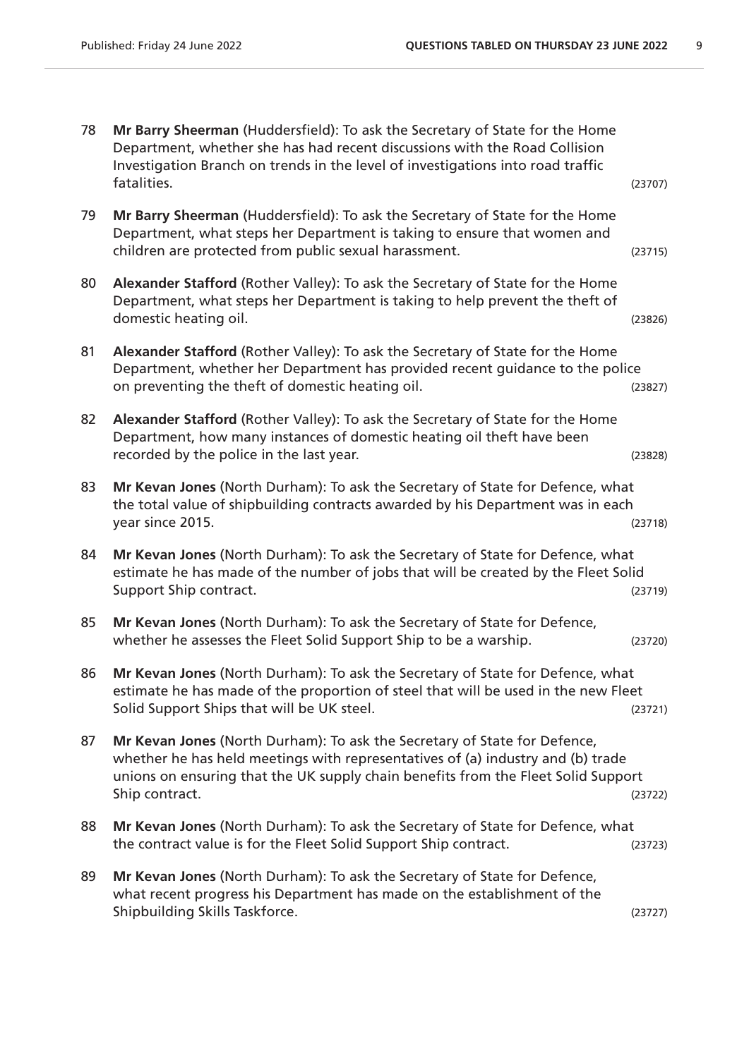78 **Mr Barry Sheerman** (Huddersfield): To ask the Secretary of State for the Home Department, whether she has had recent discussions with the Road Collision Investigation Branch on trends in the level of investigations into road traffic fatalities. (23707)

79 **Mr Barry Sheerman** (Huddersfield): To ask the Secretary of State for the Home Department, what steps her Department is taking to ensure that women and children are protected from public sexual harassment. (23715)

80 **Alexander Stafford** (Rother Valley): To ask the Secretary of State for the Home Department, what steps her Department is taking to help prevent the theft of domestic heating oil. (23826)

81 **Alexander Stafford** (Rother Valley): To ask the Secretary of State for the Home Department, whether her Department has provided recent guidance to the police on preventing the theft of domestic heating oil. (23827)

82 **Alexander Stafford** (Rother Valley): To ask the Secretary of State for the Home Department, how many instances of domestic heating oil theft have been recorded by the police in the last year. (23828)

83 **Mr Kevan Jones** (North Durham): To ask the Secretary of State for Defence, what the total value of shipbuilding contracts awarded by his Department was in each year since 2015. (23718)

84 **Mr Kevan Jones** (North Durham): To ask the Secretary of State for Defence, what estimate he has made of the number of jobs that will be created by the Fleet Solid Support Ship contract. (23719)

85 **Mr Kevan Jones** (North Durham): To ask the Secretary of State for Defence, whether he assesses the Fleet Solid Support Ship to be a warship. (23720)

86 **Mr Kevan Jones** (North Durham): To ask the Secretary of State for Defence, what estimate he has made of the proportion of steel that will be used in the new Fleet Solid Support Ships that will be UK steel. (23721)

87 **Mr Kevan Jones** (North Durham): To ask the Secretary of State for Defence, whether he has held meetings with representatives of (a) industry and (b) trade unions on ensuring that the UK supply chain benefits from the Fleet Solid Support Ship contract. (23722)

88 **Mr Kevan Jones** (North Durham): To ask the Secretary of State for Defence, what the contract value is for the Fleet Solid Support Ship contract. (23723)

89 **Mr Kevan Jones** (North Durham): To ask the Secretary of State for Defence, what recent progress his Department has made on the establishment of the Shipbuilding Skills Taskforce. (23727)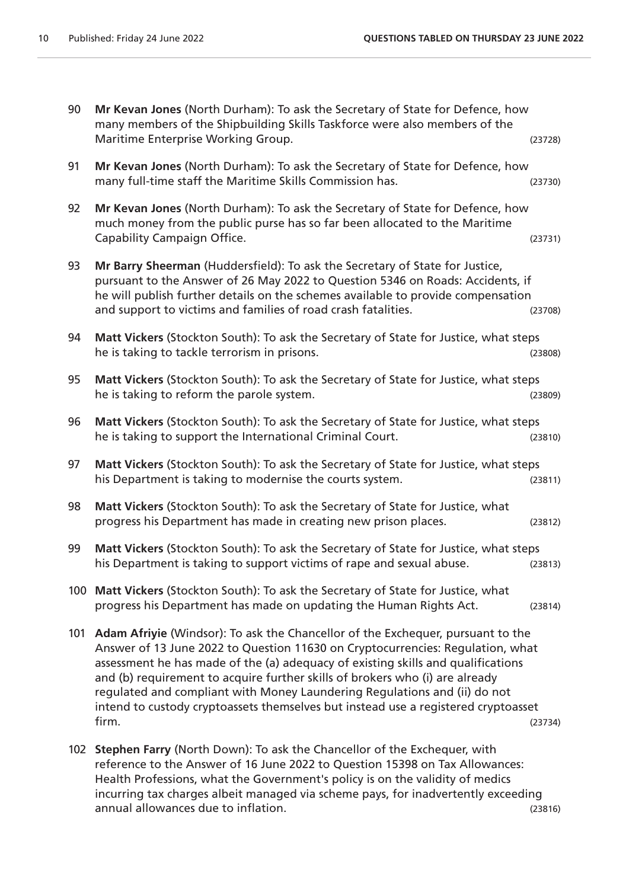90 **Mr Kevan Jones** (North Durham): To ask the Secretary of State for Defence, how many members of the Shipbuilding Skills Taskforce were also members of the Maritime Enterprise Working Group. (23728)

91 **Mr Kevan Jones** (North Durham): To ask the Secretary of State for Defence, how many full-time staff the Maritime Skills Commission has. (23730)

92 **Mr Kevan Jones** (North Durham): To ask the Secretary of State for Defence, how much money from the public purse has so far been allocated to the Maritime Capability Campaign Office. (23731)

93 **Mr Barry Sheerman** (Huddersfield): To ask the Secretary of State for Justice, pursuant to the Answer of 26 May 2022 to Question 5346 on Roads: Accidents, if he will publish further details on the schemes available to provide compensation and support to victims and families of road crash fatalities. (23708)

94 **Matt Vickers** (Stockton South): To ask the Secretary of State for Justice, what steps he is taking to tackle terrorism in prisons. (23808)

95 **Matt Vickers** (Stockton South): To ask the Secretary of State for Justice, what steps he is taking to reform the parole system. (23809)

96 **Matt Vickers** (Stockton South): To ask the Secretary of State for Justice, what steps he is taking to support the International Criminal Court. (23810)

97 **Matt Vickers** (Stockton South): To ask the Secretary of State for Justice, what steps his Department is taking to modernise the courts system. (23811)

98 **Matt Vickers** (Stockton South): To ask the Secretary of State for Justice, what progress his Department has made in creating new prison places. (23812)

99 **Matt Vickers** (Stockton South): To ask the Secretary of State for Justice, what steps his Department is taking to support victims of rape and sexual abuse. (23813)

100 **Matt Vickers** (Stockton South): To ask the Secretary of State for Justice, what progress his Department has made on updating the Human Rights Act. (23814)

101 **Adam Afriyie** (Windsor): To ask the Chancellor of the Exchequer, pursuant to the Answer of 13 June 2022 to Question 11630 on Cryptocurrencies: Regulation, what assessment he has made of the (a) adequacy of existing skills and qualifications and (b) requirement to acquire further skills of brokers who (i) are already regulated and compliant with Money Laundering Regulations and (ii) do not intend to custody cryptoassets themselves but instead use a registered cryptoasset firm. (23734)

102 **Stephen Farry** (North Down): To ask the Chancellor of the Exchequer, with reference to the Answer of 16 June 2022 to Question 15398 on Tax Allowances: Health Professions, what the Government's policy is on the validity of medics incurring tax charges albeit managed via scheme pays, for inadvertently exceeding annual allowances due to inflation. (23816)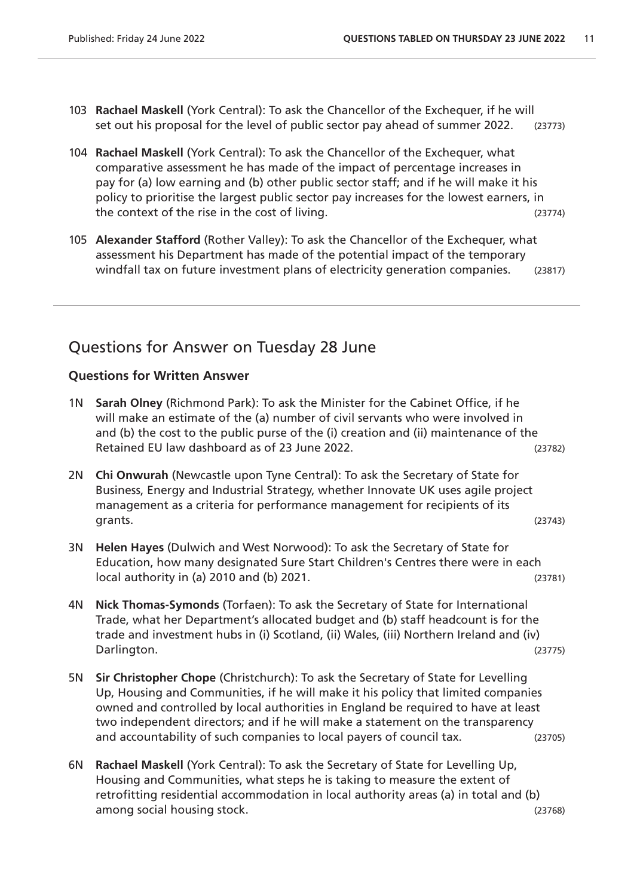103 **Rachael Maskell** (York Central): To ask the Chancellor of the Exchequer, if he will set out his proposal for the level of public sector pay ahead of summer 2022. (23773)

104 **Rachael Maskell** (York Central): To ask the Chancellor of the Exchequer, what comparative assessment he has made of the impact of percentage increases in pay for (a) low earning and (b) other public sector staff; and if he will make it his policy to prioritise the largest public sector pay increases for the lowest earners, in the context of the rise in the cost of living. (23774)

105 **Alexander Stafford** (Rother Valley): To ask the Chancellor of the Exchequer, what assessment his Department has made of the potential impact of the temporary windfall tax on future investment plans of electricity generation companies. (23817)

## Questions for Answer on Tuesday 28 June

### Questions for Written Answer

1N **Sarah Olney** (Richmond Park): To ask the Minister for the Cabinet Office, if he will make an estimate of the (a) number of civil servants who were involved in and (b) the cost to the public purse of the (i) creation and (ii) maintenance of the Retained EU law dashboard as of 23 June 2022. (23782)

2N **Chi Onwurah** (Newcastle upon Tyne Central): To ask the Secretary of State for Business, Energy and Industrial Strategy, whether Innovate UK uses agile project management as a criteria for performance management for recipients of its grants. (23743)

3N **Helen Hayes** (Dulwich and West Norwood): To ask the Secretary of State for Education, how many designated Sure Start Children's Centres there were in each local authority in (a) 2010 and (b) 2021. (23781)

4N **Nick Thomas-Symonds** (Torfaen): To ask the Secretary of State for International Trade, what her Department's allocated budget and (b) staff headcount is for the trade and investment hubs in (i) Scotland, (ii) Wales, (iii) Northern Ireland and (iv) Darlington. (23775)

5N **Sir Christopher Chope** (Christchurch): To ask the Secretary of State for Levelling Up, Housing and Communities, if he will make it his policy that limited companies owned and controlled by local authorities in England be required to have at least two independent directors; and if he will make a statement on the transparency and accountability of such companies to local payers of council tax. (23705)

6N **Rachael Maskell** (York Central): To ask the Secretary of State for Levelling Up, Housing and Communities, what steps he is taking to measure the extent of retrofitting residential accommodation in local authority areas (a) in total and (b) among social housing stock. (23768)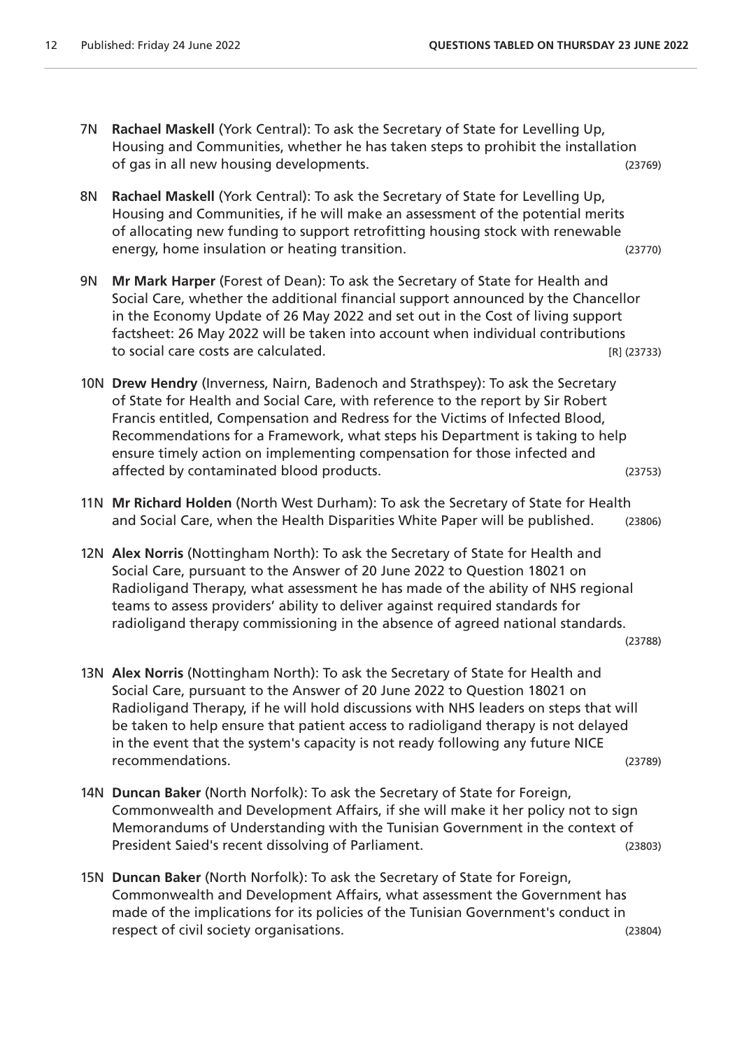7N **Rachael Maskell** (York Central): To ask the Secretary of State for Levelling Up, Housing and Communities, whether he has taken steps to prohibit the installation of gas in all new housing developments. (23769)

8N **Rachael Maskell** (York Central): To ask the Secretary of State for Levelling Up, Housing and Communities, if he will make an assessment of the potential merits of allocating new funding to support retrofitting housing stock with renewable energy, home insulation or heating transition. (23770)

9N **Mr Mark Harper** (Forest of Dean): To ask the Secretary of State for Health and Social Care, whether the additional financial support announced by the Chancellor in the Economy Update of 26 May 2022 and set out in the Cost of living support factsheet: 26 May 2022 will be taken into account when individual contributions to social care costs are calculated. [R] (23733)

10N **Drew Hendry** (Inverness, Nairn, Badenoch and Strathspey): To ask the Secretary of State for Health and Social Care, with reference to the report by Sir Robert Francis entitled, Compensation and Redress for the Victims of Infected Blood, Recommendations for a Framework, what steps his Department is taking to help ensure timely action on implementing compensation for those infected and affected by contaminated blood products. (23753)

11N **Mr Richard Holden** (North West Durham): To ask the Secretary of State for Health and Social Care, when the Health Disparities White Paper will be published. (23806)

12N **Alex Norris** (Nottingham North): To ask the Secretary of State for Health and Social Care, pursuant to the Answer of 20 June 2022 to Question 18021 on Radioligand Therapy, what assessment he has made of the ability of NHS regional teams to assess providers' ability to deliver against required standards for radioligand therapy commissioning in the absence of agreed national standards. (23788)

13N **Alex Norris** (Nottingham North): To ask the Secretary of State for Health and Social Care, pursuant to the Answer of 20 June 2022 to Question 18021 on Radioligand Therapy, if he will hold discussions with NHS leaders on steps that will be taken to help ensure that patient access to radioligand therapy is not delayed in the event that the system's capacity is not ready following any future NICE recommendations. (23789)

14N **Duncan Baker** (North Norfolk): To ask the Secretary of State for Foreign, Commonwealth and Development Affairs, if she will make it her policy not to sign Memorandums of Understanding with the Tunisian Government in the context of President Saied's recent dissolving of Parliament. (23803)

15N **Duncan Baker** (North Norfolk): To ask the Secretary of State for Foreign, Commonwealth and Development Affairs, what assessment the Government has made of the implications for its policies of the Tunisian Government's conduct in respect of civil society organisations. (23804)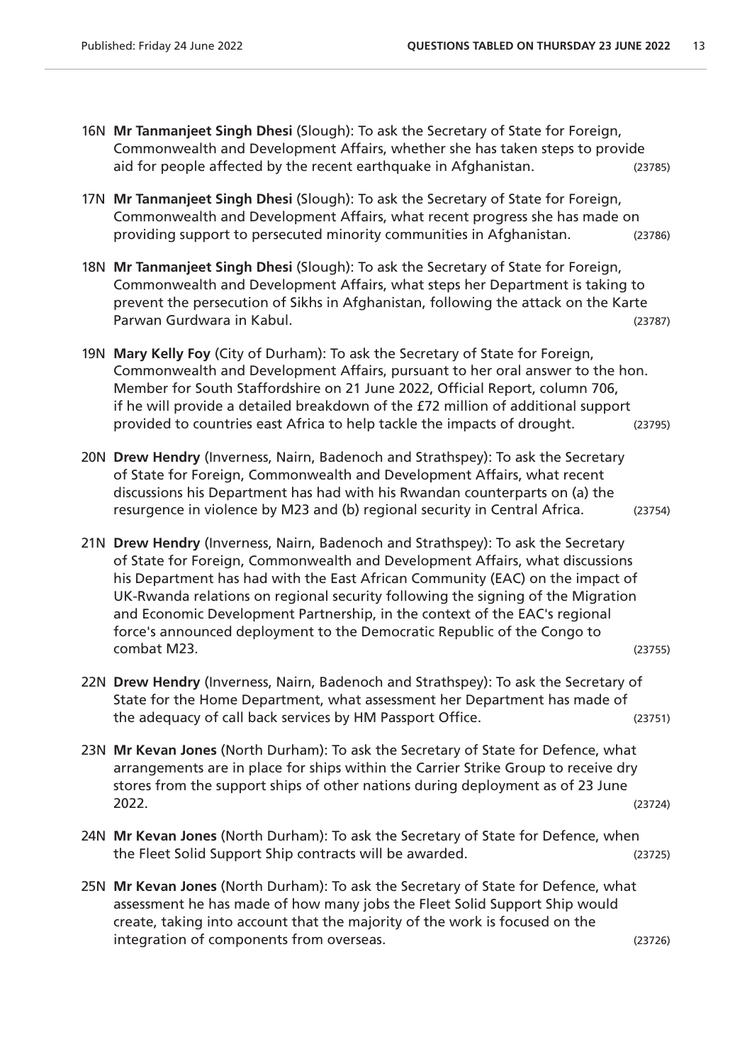16N **Mr Tanmanjeet Singh Dhesi** (Slough): To ask the Secretary of State for Foreign, Commonwealth and Development Affairs, whether she has taken steps to provide aid for people affected by the recent earthquake in Afghanistan. (23785)

17N **Mr Tanmanjeet Singh Dhesi** (Slough): To ask the Secretary of State for Foreign, Commonwealth and Development Affairs, what recent progress she has made on providing support to persecuted minority communities in Afghanistan. (23786)

18N **Mr Tanmanjeet Singh Dhesi** (Slough): To ask the Secretary of State for Foreign, Commonwealth and Development Affairs, what steps her Department is taking to prevent the persecution of Sikhs in Afghanistan, following the attack on the Karte Parwan Gurdwara in Kabul. (23787)

19N **Mary Kelly Foy** (City of Durham): To ask the Secretary of State for Foreign, Commonwealth and Development Affairs, pursuant to her oral answer to the hon. Member for South Staffordshire on 21 June 2022, Official Report, column 706, if he will provide a detailed breakdown of the £72 million of additional support provided to countries east Africa to help tackle the impacts of drought. (23795)

20N **Drew Hendry** (Inverness, Nairn, Badenoch and Strathspey): To ask the Secretary of State for Foreign, Commonwealth and Development Affairs, what recent discussions his Department has had with his Rwandan counterparts on (a) the resurgence in violence by M23 and (b) regional security in Central Africa. (23754)

21N **Drew Hendry** (Inverness, Nairn, Badenoch and Strathspey): To ask the Secretary of State for Foreign, Commonwealth and Development Affairs, what discussions his Department has had with the East African Community (EAC) on the impact of UK-Rwanda relations on regional security following the signing of the Migration and Economic Development Partnership, in the context of the EAC's regional force's announced deployment to the Democratic Republic of the Congo to combat M23. (23755)

22N **Drew Hendry** (Inverness, Nairn, Badenoch and Strathspey): To ask the Secretary of State for the Home Department, what assessment her Department has made of the adequacy of call back services by HM Passport Office. (23751)

23N **Mr Kevan Jones** (North Durham): To ask the Secretary of State for Defence, what arrangements are in place for ships within the Carrier Strike Group to receive dry stores from the support ships of other nations during deployment as of 23 June 2022. (23724)

24N **Mr Kevan Jones** (North Durham): To ask the Secretary of State for Defence, when the Fleet Solid Support Ship contracts will be awarded. (23725)

25N **Mr Kevan Jones** (North Durham): To ask the Secretary of State for Defence, what assessment he has made of how many jobs the Fleet Solid Support Ship would create, taking into account that the majority of the work is focused on the integration of components from overseas. (23726)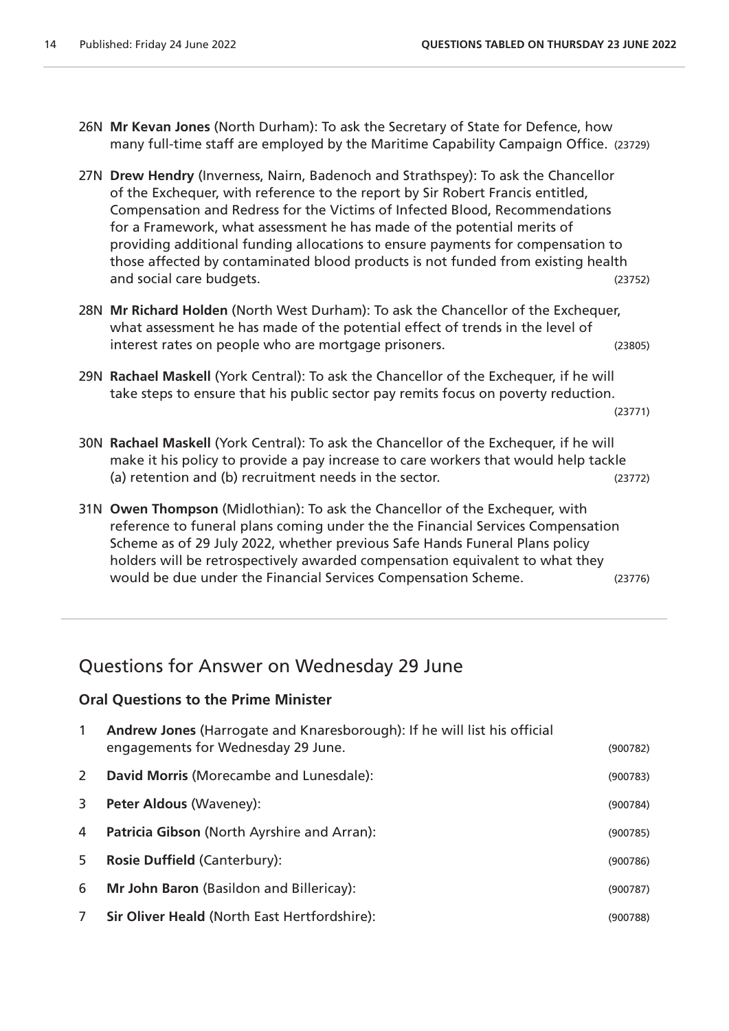26N **Mr Kevan Jones** (North Durham): To ask the Secretary of State for Defence, how many full-time staff are employed by the Maritime Capability Campaign Office. (23729)

27N **Drew Hendry** (Inverness, Nairn, Badenoch and Strathspey): To ask the Chancellor of the Exchequer, with reference to the report by Sir Robert Francis entitled, Compensation and Redress for the Victims of Infected Blood, Recommendations for a Framework, what assessment he has made of the potential merits of providing additional funding allocations to ensure payments for compensation to those affected by contaminated blood products is not funded from existing health and social care budgets. (23752)

28N **Mr Richard Holden** (North West Durham): To ask the Chancellor of the Exchequer, what assessment he has made of the potential effect of trends in the level of interest rates on people who are mortgage prisoners. (23805)

29N **Rachael Maskell** (York Central): To ask the Chancellor of the Exchequer, if he will take steps to ensure that his public sector pay remits focus on poverty reduction. (23771)

30N **Rachael Maskell** (York Central): To ask the Chancellor of the Exchequer, if he will make it his policy to provide a pay increase to care workers that would help tackle (a) retention and (b) recruitment needs in the sector. (23772)

31N **Owen Thompson** (Midlothian): To ask the Chancellor of the Exchequer, with reference to funeral plans coming under the the Financial Services Compensation Scheme as of 29 July 2022, whether previous Safe Hands Funeral Plans policy holders will be retrospectively awarded compensation equivalent to what they would be due under the Financial Services Compensation Scheme. (23776)

## Questions for Answer on Wednesday 29 June

### Oral Questions to the Prime Minister

1 **Andrew Jones** (Harrogate and Knaresborough): If he will list his official engagements for Wednesday 29 June. (900782)

2 **David Morris** (Morecambe and Lunesdale): (900783)

3 **Peter Aldous** (Waveney): (900784)

4 **Patricia Gibson** (North Ayrshire and Arran): (900785)

5 **Rosie Duffield** (Canterbury): (900786)

6 **Mr John Baron** (Basildon and Billericay): (900787)

7 **Sir Oliver Heald** (North East Hertfordshire): (900788)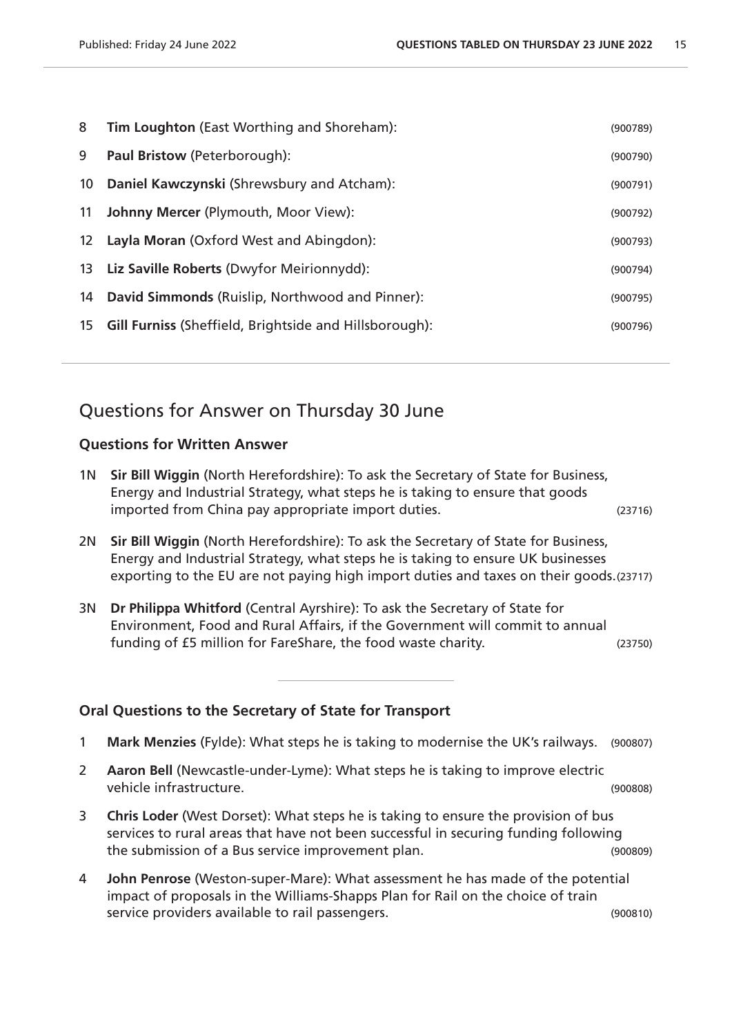8 **Tim Loughton** (East Worthing and Shoreham): (900789)

9 **Paul Bristow** (Peterborough): (900790)

10 **Daniel Kawczynski** (Shrewsbury and Atcham): (900791)

11 **Johnny Mercer** (Plymouth, Moor View): (900792)

12 **Layla Moran** (Oxford West and Abingdon): (900793)

13 **Liz Saville Roberts** (Dwyfor Meirionnydd): (900794)

14 **David Simmonds** (Ruislip, Northwood and Pinner): (900795)

15 **Gill Furniss** (Sheffield, Brightside and Hillsborough): (900796)

## Questions for Answer on Thursday 30 June

### Questions for Written Answer

1N **Sir Bill Wiggin** (North Herefordshire): To ask the Secretary of State for Business, Energy and Industrial Strategy, what steps he is taking to ensure that goods imported from China pay appropriate import duties. (23716)

2N **Sir Bill Wiggin** (North Herefordshire): To ask the Secretary of State for Business, Energy and Industrial Strategy, what steps he is taking to ensure UK businesses exporting to the EU are not paying high import duties and taxes on their goods. (23717)

3N **Dr Philippa Whitford** (Central Ayrshire): To ask the Secretary of State for Environment, Food and Rural Affairs, if the Government will commit to annual funding of £5 million for FareShare, the food waste charity. (23750)

### Oral Questions to the Secretary of State for Transport

1 **Mark Menzies** (Fylde): What steps he is taking to modernise the UK's railways. (900807)

2 **Aaron Bell** (Newcastle-under-Lyme): What steps he is taking to improve electric vehicle infrastructure. (900808)

3 **Chris Loder** (West Dorset): What steps he is taking to ensure the provision of bus services to rural areas that have not been successful in securing funding following the submission of a Bus service improvement plan. (900809)

4 **John Penrose** (Weston-super-Mare): What assessment he has made of the potential impact of proposals in the Williams-Shapps Plan for Rail on the choice of train service providers available to rail passengers. (900810)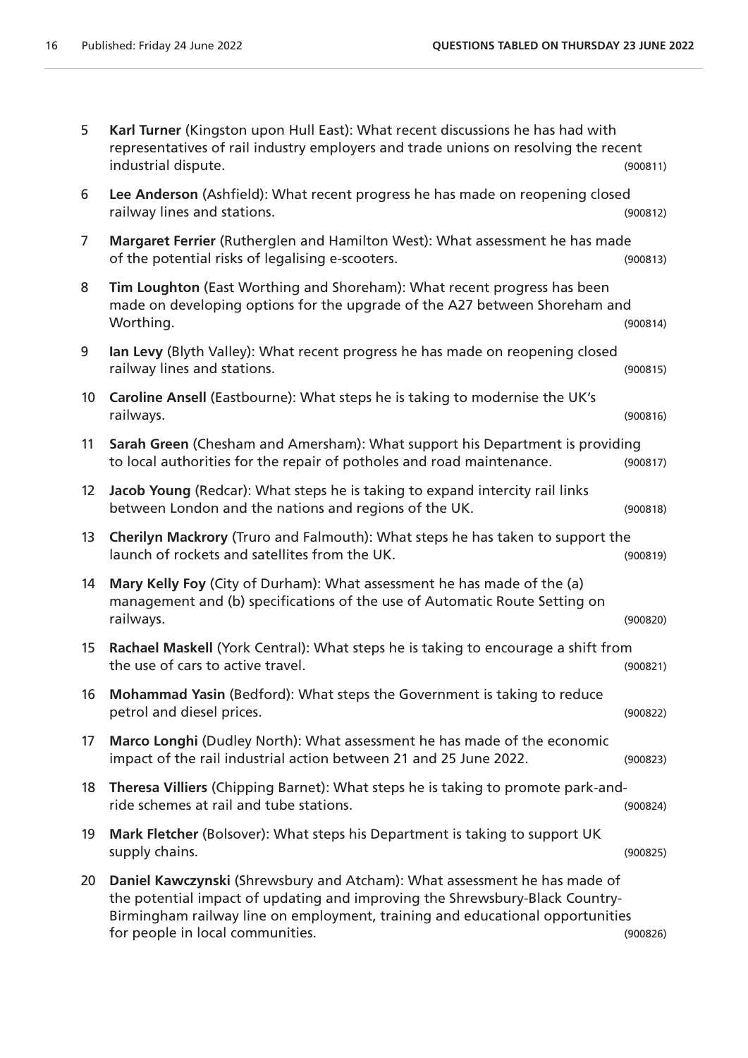5 **Karl Turner** (Kingston upon Hull East): What recent discussions he has had with representatives of rail industry employers and trade unions on resolving the recent industrial dispute. (900811)

6 **Lee Anderson** (Ashfield): What recent progress he has made on reopening closed railway lines and stations. (900812)

7 **Margaret Ferrier** (Rutherglen and Hamilton West): What assessment he has made of the potential risks of legalising e-scooters. (900813)

8 **Tim Loughton** (East Worthing and Shoreham): What recent progress has been made on developing options for the upgrade of the A27 between Shoreham and Worthing. (900814)

9 **Ian Levy** (Blyth Valley): What recent progress he has made on reopening closed railway lines and stations. (900815)

10 **Caroline Ansell** (Eastbourne): What steps he is taking to modernise the UK's railways. (900816)

11 **Sarah Green** (Chesham and Amersham): What support his Department is providing to local authorities for the repair of potholes and road maintenance. (900817)

12 **Jacob Young** (Redcar): What steps he is taking to expand intercity rail links between London and the nations and regions of the UK. (900818)

13 **Cherilyn Mackrory** (Truro and Falmouth): What steps he has taken to support the launch of rockets and satellites from the UK. (900819)

14 **Mary Kelly Foy** (City of Durham): What assessment he has made of the (a) management and (b) specifications of the use of Automatic Route Setting on railways. (900820)

15 **Rachael Maskell** (York Central): What steps he is taking to encourage a shift from the use of cars to active travel. (900821)

16 **Mohammad Yasin** (Bedford): What steps the Government is taking to reduce petrol and diesel prices. (900822)

17 **Marco Longhi** (Dudley North): What assessment he has made of the economic impact of the rail industrial action between 21 and 25 June 2022. (900823)

18 **Theresa Villiers** (Chipping Barnet): What steps he is taking to promote park-and-ride schemes at rail and tube stations. (900824)

19 **Mark Fletcher** (Bolsover): What steps his Department is taking to support UK supply chains. (900825)

20 **Daniel Kawczynski** (Shrewsbury and Atcham): What assessment he has made of the potential impact of updating and improving the Shrewsbury-Black Country-Birmingham railway line on employment, training and educational opportunities for people in local communities. (900826)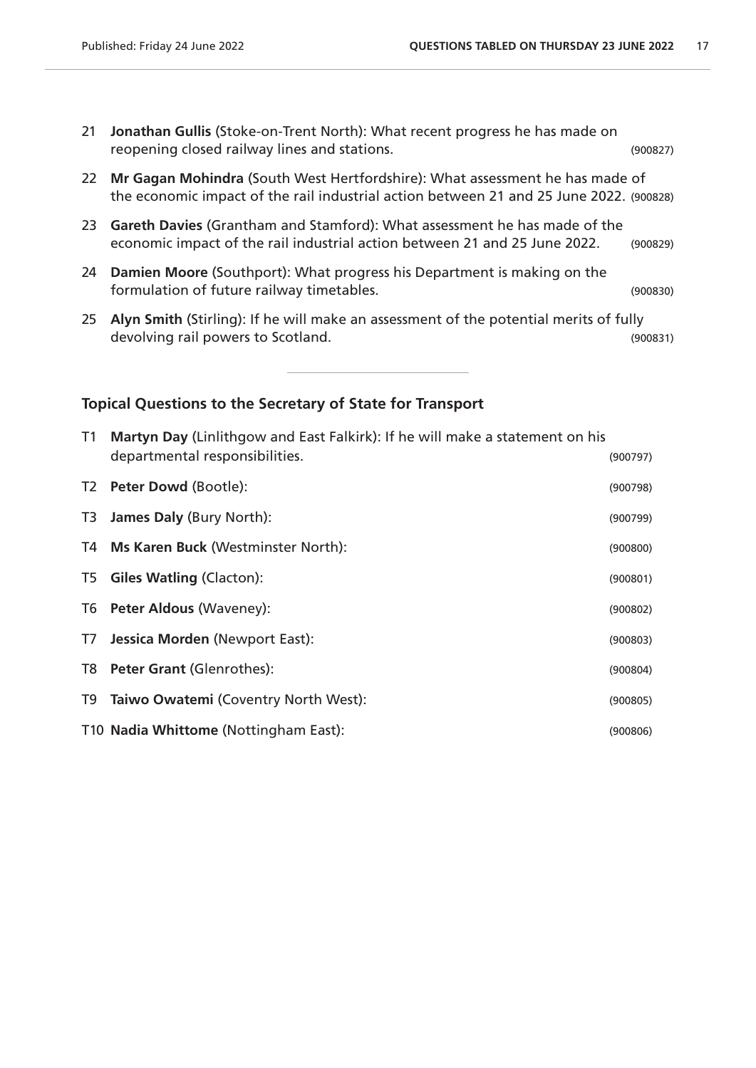21 **Jonathan Gullis** (Stoke-on-Trent North): What recent progress he has made on reopening closed railway lines and stations. (900827)

22 **Mr Gagan Mohindra** (South West Hertfordshire): What assessment he has made of the economic impact of the rail industrial action between 21 and 25 June 2022. (900828)

23 **Gareth Davies** (Grantham and Stamford): What assessment he has made of the economic impact of the rail industrial action between 21 and 25 June 2022. (900829)

24 **Damien Moore** (Southport): What progress his Department is making on the formulation of future railway timetables. (900830)

25 **Alyn Smith** (Stirling): If he will make an assessment of the potential merits of fully devolving rail powers to Scotland. (900831)

## Topical Questions to the Secretary of State for Transport

T1 **Martyn Day** (Linlithgow and East Falkirk): If he will make a statement on his departmental responsibilities. (900797)

T2 **Peter Dowd** (Bootle): (900798)

T3 **James Daly** (Bury North): (900799)

T4 **Ms Karen Buck** (Westminster North): (900800)

T5 **Giles Watling** (Clacton): (900801)

T6 **Peter Aldous** (Waveney): (900802)

T7 **Jessica Morden** (Newport East): (900803)

T8 **Peter Grant** (Glenrothes): (900804)

T9 **Taiwo Owatemi** (Coventry North West): (900805)

T10 **Nadia Whittome** (Nottingham East): (900806)